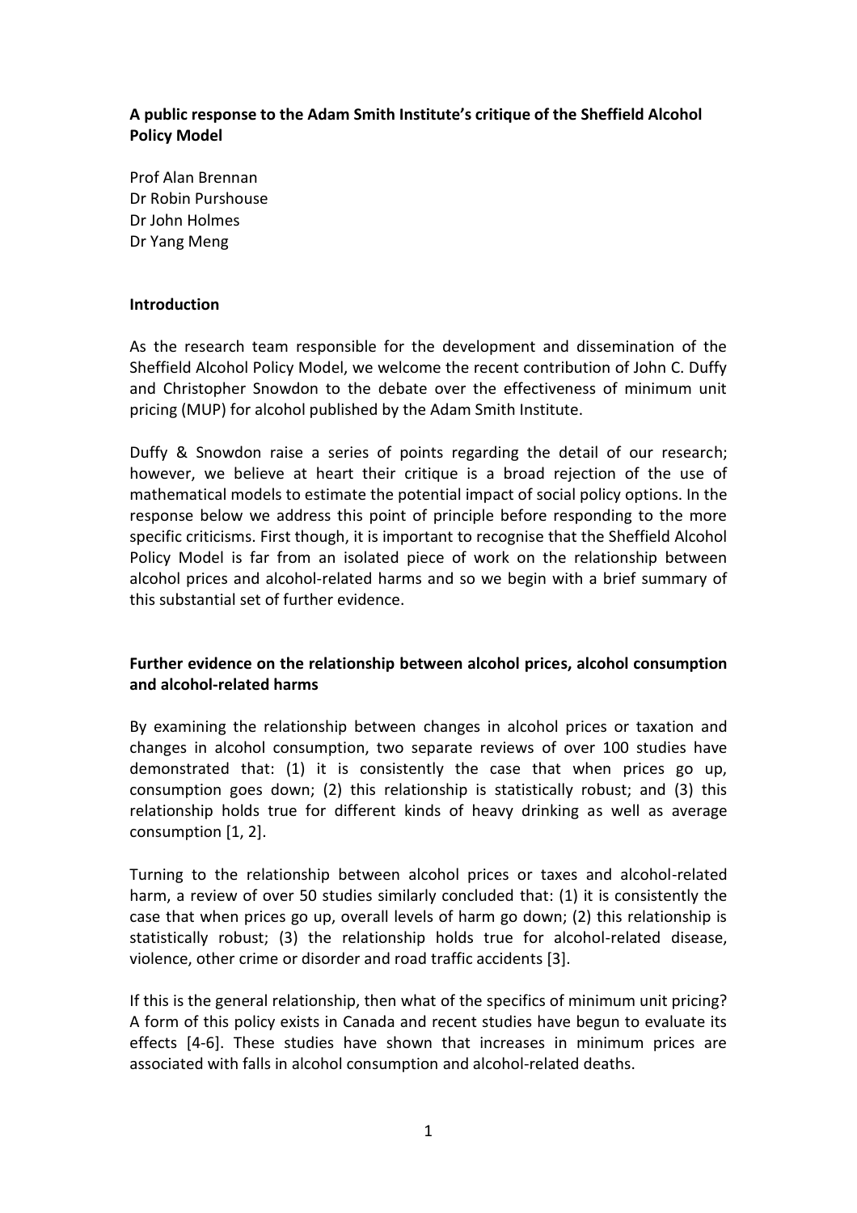**A public response to the Adam Smith Institute's critique of the Sheffield Alcohol Policy Model**

Prof Alan Brennan
Dr Robin Purshouse
Dr John Holmes
Dr Yang Meng

**Introduction**

As the research team responsible for the development and dissemination of the Sheffield Alcohol Policy Model, we welcome the recent contribution of John C. Duffy and Christopher Snowdon to the debate over the effectiveness of minimum unit pricing (MUP) for alcohol published by the Adam Smith Institute.

Duffy & Snowdon raise a series of points regarding the detail of our research; however, we believe at heart their critique is a broad rejection of the use of mathematical models to estimate the potential impact of social policy options. In the response below we address this point of principle before responding to the more specific criticisms. First though, it is important to recognise that the Sheffield Alcohol Policy Model is far from an isolated piece of work on the relationship between alcohol prices and alcohol-related harms and so we begin with a brief summary of this substantial set of further evidence.

**Further evidence on the relationship between alcohol prices, alcohol consumption and alcohol-related harms**

By examining the relationship between changes in alcohol prices or taxation and changes in alcohol consumption, two separate reviews of over 100 studies have demonstrated that: (1) it is consistently the case that when prices go up, consumption goes down; (2) this relationship is statistically robust; and (3) this relationship holds true for different kinds of heavy drinking as well as average consumption [1, 2].

Turning to the relationship between alcohol prices or taxes and alcohol-related harm, a review of over 50 studies similarly concluded that: (1) it is consistently the case that when prices go up, overall levels of harm go down; (2) this relationship is statistically robust; (3) the relationship holds true for alcohol-related disease, violence, other crime or disorder and road traffic accidents [3].

If this is the general relationship, then what of the specifics of minimum unit pricing? A form of this policy exists in Canada and recent studies have begun to evaluate its effects [4-6]. These studies have shown that increases in minimum prices are associated with falls in alcohol consumption and alcohol-related deaths.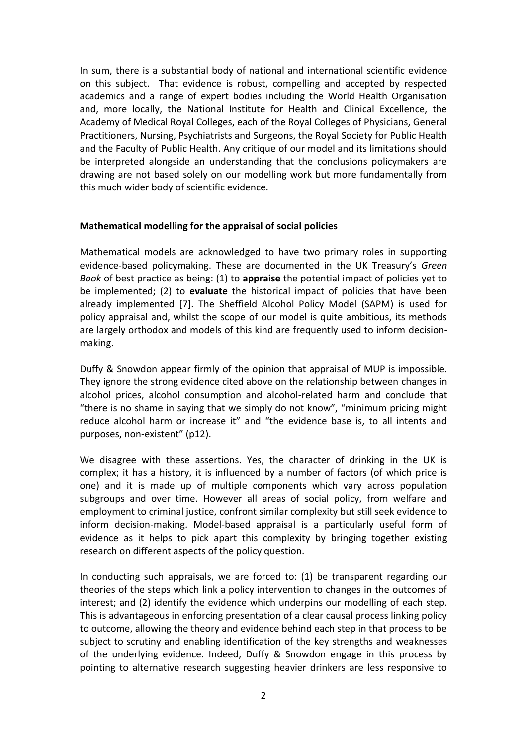In sum, there is a substantial body of national and international scientific evidence on this subject. That evidence is robust, compelling and accepted by respected academics and a range of expert bodies including the World Health Organisation and, more locally, the National Institute for Health and Clinical Excellence, the Academy of Medical Royal Colleges, each of the Royal Colleges of Physicians, General Practitioners, Nursing, Psychiatrists and Surgeons, the Royal Society for Public Health and the Faculty of Public Health. Any critique of our model and its limitations should be interpreted alongside an understanding that the conclusions policymakers are drawing are not based solely on our modelling work but more fundamentally from this much wider body of scientific evidence.

## Mathematical modelling for the appraisal of social policies

Mathematical models are acknowledged to have two primary roles in supporting evidence-based policymaking. These are documented in the UK Treasury's *Green Book* of best practice as being: (1) to **appraise** the potential impact of policies yet to be implemented; (2) to **evaluate** the historical impact of policies that have been already implemented [7]. The Sheffield Alcohol Policy Model (SAPM) is used for policy appraisal and, whilst the scope of our model is quite ambitious, its methods are largely orthodox and models of this kind are frequently used to inform decision-making.

Duffy & Snowdon appear firmly of the opinion that appraisal of MUP is impossible. They ignore the strong evidence cited above on the relationship between changes in alcohol prices, alcohol consumption and alcohol-related harm and conclude that "there is no shame in saying that we simply do not know", "minimum pricing might reduce alcohol harm or increase it" and "the evidence base is, to all intents and purposes, non-existent" (p12).

We disagree with these assertions. Yes, the character of drinking in the UK is complex; it has a history, it is influenced by a number of factors (of which price is one) and it is made up of multiple components which vary across population subgroups and over time. However all areas of social policy, from welfare and employment to criminal justice, confront similar complexity but still seek evidence to inform decision-making. Model-based appraisal is a particularly useful form of evidence as it helps to pick apart this complexity by bringing together existing research on different aspects of the policy question.

In conducting such appraisals, we are forced to: (1) be transparent regarding our theories of the steps which link a policy intervention to changes in the outcomes of interest; and (2) identify the evidence which underpins our modelling of each step. This is advantageous in enforcing presentation of a clear causal process linking policy to outcome, allowing the theory and evidence behind each step in that process to be subject to scrutiny and enabling identification of the key strengths and weaknesses of the underlying evidence. Indeed, Duffy & Snowdon engage in this process by pointing to alternative research suggesting heavier drinkers are less responsive to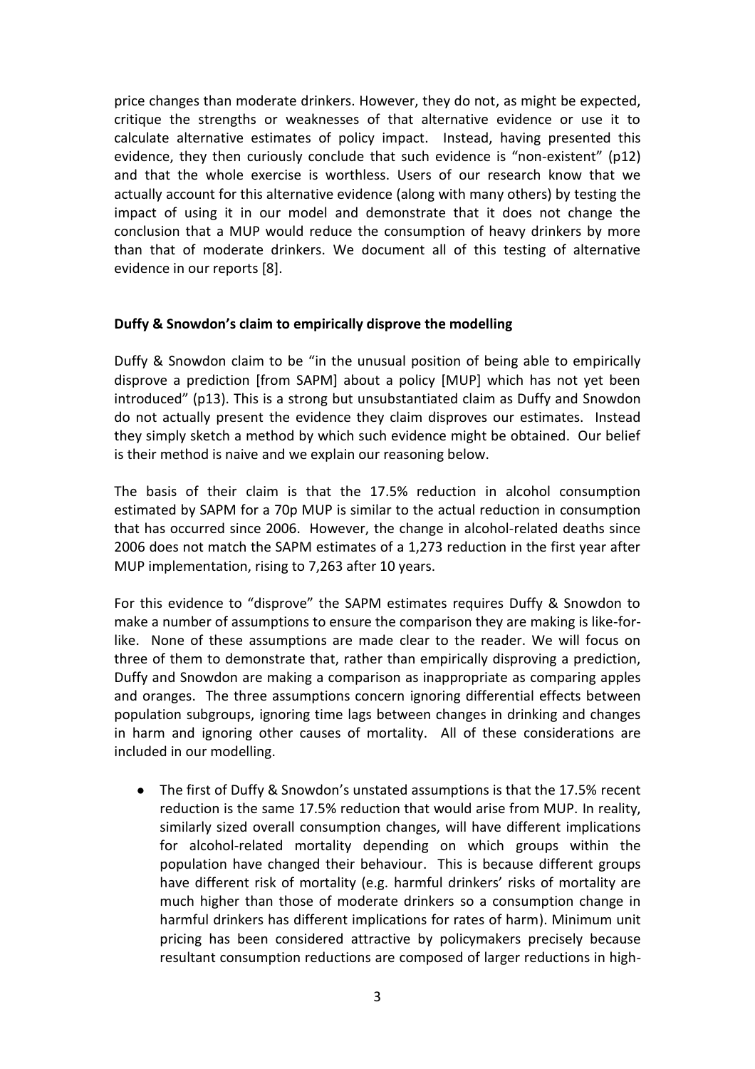price changes than moderate drinkers. However, they do not, as might be expected, critique the strengths or weaknesses of that alternative evidence or use it to calculate alternative estimates of policy impact. Instead, having presented this evidence, they then curiously conclude that such evidence is "non-existent" (p12) and that the whole exercise is worthless. Users of our research know that we actually account for this alternative evidence (along with many others) by testing the impact of using it in our model and demonstrate that it does not change the conclusion that a MUP would reduce the consumption of heavy drinkers by more than that of moderate drinkers. We document all of this testing of alternative evidence in our reports [8].

**Duffy & Snowdon's claim to empirically disprove the modelling**

Duffy & Snowdon claim to be "in the unusual position of being able to empirically disprove a prediction [from SAPM] about a policy [MUP] which has not yet been introduced" (p13). This is a strong but unsubstantiated claim as Duffy and Snowdon do not actually present the evidence they claim disproves our estimates. Instead they simply sketch a method by which such evidence might be obtained. Our belief is their method is naive and we explain our reasoning below.

The basis of their claim is that the 17.5% reduction in alcohol consumption estimated by SAPM for a 70p MUP is similar to the actual reduction in consumption that has occurred since 2006. However, the change in alcohol-related deaths since 2006 does not match the SAPM estimates of a 1,273 reduction in the first year after MUP implementation, rising to 7,263 after 10 years.

For this evidence to "disprove" the SAPM estimates requires Duffy & Snowdon to make a number of assumptions to ensure the comparison they are making is like-for-like. None of these assumptions are made clear to the reader. We will focus on three of them to demonstrate that, rather than empirically disproving a prediction, Duffy and Snowdon are making a comparison as inappropriate as comparing apples and oranges. The three assumptions concern ignoring differential effects between population subgroups, ignoring time lags between changes in drinking and changes in harm and ignoring other causes of mortality. All of these considerations are included in our modelling.

- The first of Duffy & Snowdon's unstated assumptions is that the 17.5% recent reduction is the same 17.5% reduction that would arise from MUP. In reality, similarly sized overall consumption changes, will have different implications for alcohol-related mortality depending on which groups within the population have changed their behaviour. This is because different groups have different risk of mortality (e.g. harmful drinkers' risks of mortality are much higher than those of moderate drinkers so a consumption change in harmful drinkers has different implications for rates of harm). Minimum unit pricing has been considered attractive by policymakers precisely because resultant consumption reductions are composed of larger reductions in high-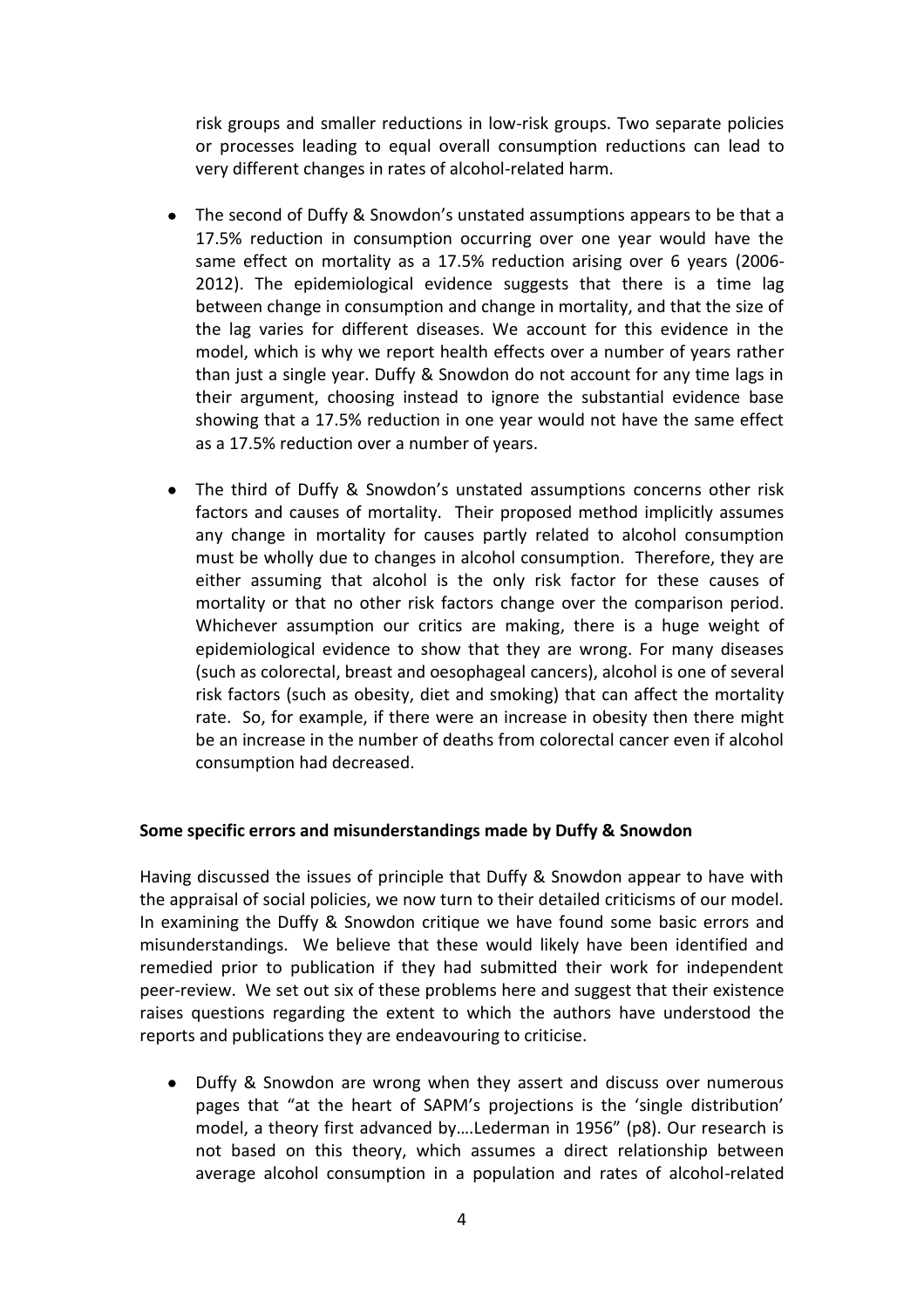risk groups and smaller reductions in low-risk groups. Two separate policies or processes leading to equal overall consumption reductions can lead to very different changes in rates of alcohol-related harm.

- The second of Duffy & Snowdon's unstated assumptions appears to be that a 17.5% reduction in consumption occurring over one year would have the same effect on mortality as a 17.5% reduction arising over 6 years (2006-2012). The epidemiological evidence suggests that there is a time lag between change in consumption and change in mortality, and that the size of the lag varies for different diseases. We account for this evidence in the model, which is why we report health effects over a number of years rather than just a single year. Duffy & Snowdon do not account for any time lags in their argument, choosing instead to ignore the substantial evidence base showing that a 17.5% reduction in one year would not have the same effect as a 17.5% reduction over a number of years.

- The third of Duffy & Snowdon's unstated assumptions concerns other risk factors and causes of mortality. Their proposed method implicitly assumes any change in mortality for causes partly related to alcohol consumption must be wholly due to changes in alcohol consumption. Therefore, they are either assuming that alcohol is the only risk factor for these causes of mortality or that no other risk factors change over the comparison period. Whichever assumption our critics are making, there is a huge weight of epidemiological evidence to show that they are wrong. For many diseases (such as colorectal, breast and oesophageal cancers), alcohol is one of several risk factors (such as obesity, diet and smoking) that can affect the mortality rate. So, for example, if there were an increase in obesity then there might be an increase in the number of deaths from colorectal cancer even if alcohol consumption had decreased.

**Some specific errors and misunderstandings made by Duffy & Snowdon**

Having discussed the issues of principle that Duffy & Snowdon appear to have with the appraisal of social policies, we now turn to their detailed criticisms of our model. In examining the Duffy & Snowdon critique we have found some basic errors and misunderstandings. We believe that these would likely have been identified and remedied prior to publication if they had submitted their work for independent peer-review. We set out six of these problems here and suggest that their existence raises questions regarding the extent to which the authors have understood the reports and publications they are endeavouring to criticise.

- Duffy & Snowdon are wrong when they assert and discuss over numerous pages that "at the heart of SAPM's projections is the 'single distribution' model, a theory first advanced by….Lederman in 1956" (p8). Our research is not based on this theory, which assumes a direct relationship between average alcohol consumption in a population and rates of alcohol-related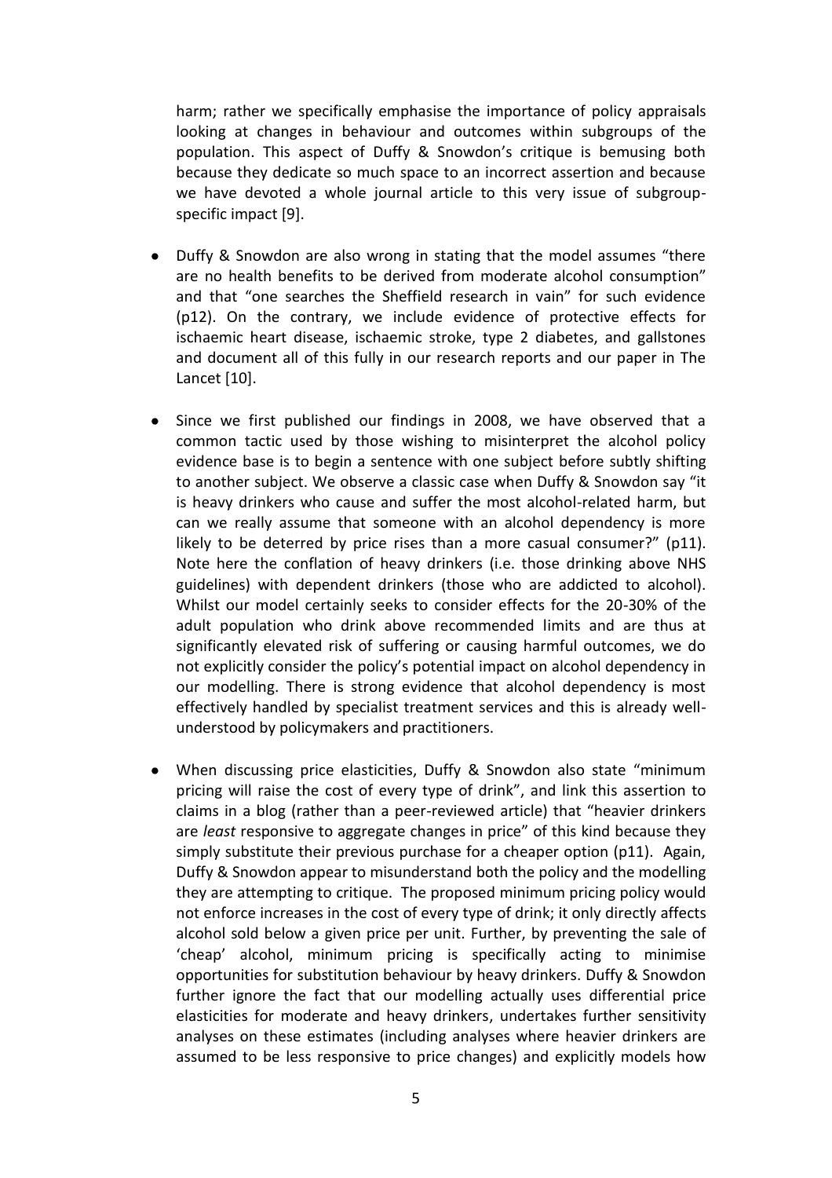harm; rather we specifically emphasise the importance of policy appraisals looking at changes in behaviour and outcomes within subgroups of the population. This aspect of Duffy & Snowdon's critique is bemusing both because they dedicate so much space to an incorrect assertion and because we have devoted a whole journal article to this very issue of subgroup-specific impact [9].

- Duffy & Snowdon are also wrong in stating that the model assumes "there are no health benefits to be derived from moderate alcohol consumption" and that "one searches the Sheffield research in vain" for such evidence (p12). On the contrary, we include evidence of protective effects for ischaemic heart disease, ischaemic stroke, type 2 diabetes, and gallstones and document all of this fully in our research reports and our paper in The Lancet [10].

- Since we first published our findings in 2008, we have observed that a common tactic used by those wishing to misinterpret the alcohol policy evidence base is to begin a sentence with one subject before subtly shifting to another subject. We observe a classic case when Duffy & Snowdon say "it is heavy drinkers who cause and suffer the most alcohol-related harm, but can we really assume that someone with an alcohol dependency is more likely to be deterred by price rises than a more casual consumer?" (p11). Note here the conflation of heavy drinkers (i.e. those drinking above NHS guidelines) with dependent drinkers (those who are addicted to alcohol). Whilst our model certainly seeks to consider effects for the 20-30% of the adult population who drink above recommended limits and are thus at significantly elevated risk of suffering or causing harmful outcomes, we do not explicitly consider the policy's potential impact on alcohol dependency in our modelling. There is strong evidence that alcohol dependency is most effectively handled by specialist treatment services and this is already well-understood by policymakers and practitioners.

- When discussing price elasticities, Duffy & Snowdon also state "minimum pricing will raise the cost of every type of drink", and link this assertion to claims in a blog (rather than a peer-reviewed article) that "heavier drinkers are *least* responsive to aggregate changes in price" of this kind because they simply substitute their previous purchase for a cheaper option (p11). Again, Duffy & Snowdon appear to misunderstand both the policy and the modelling they are attempting to critique. The proposed minimum pricing policy would not enforce increases in the cost of every type of drink; it only directly affects alcohol sold below a given price per unit. Further, by preventing the sale of 'cheap' alcohol, minimum pricing is specifically acting to minimise opportunities for substitution behaviour by heavy drinkers. Duffy & Snowdon further ignore the fact that our modelling actually uses differential price elasticities for moderate and heavy drinkers, undertakes further sensitivity analyses on these estimates (including analyses where heavier drinkers are assumed to be less responsive to price changes) and explicitly models how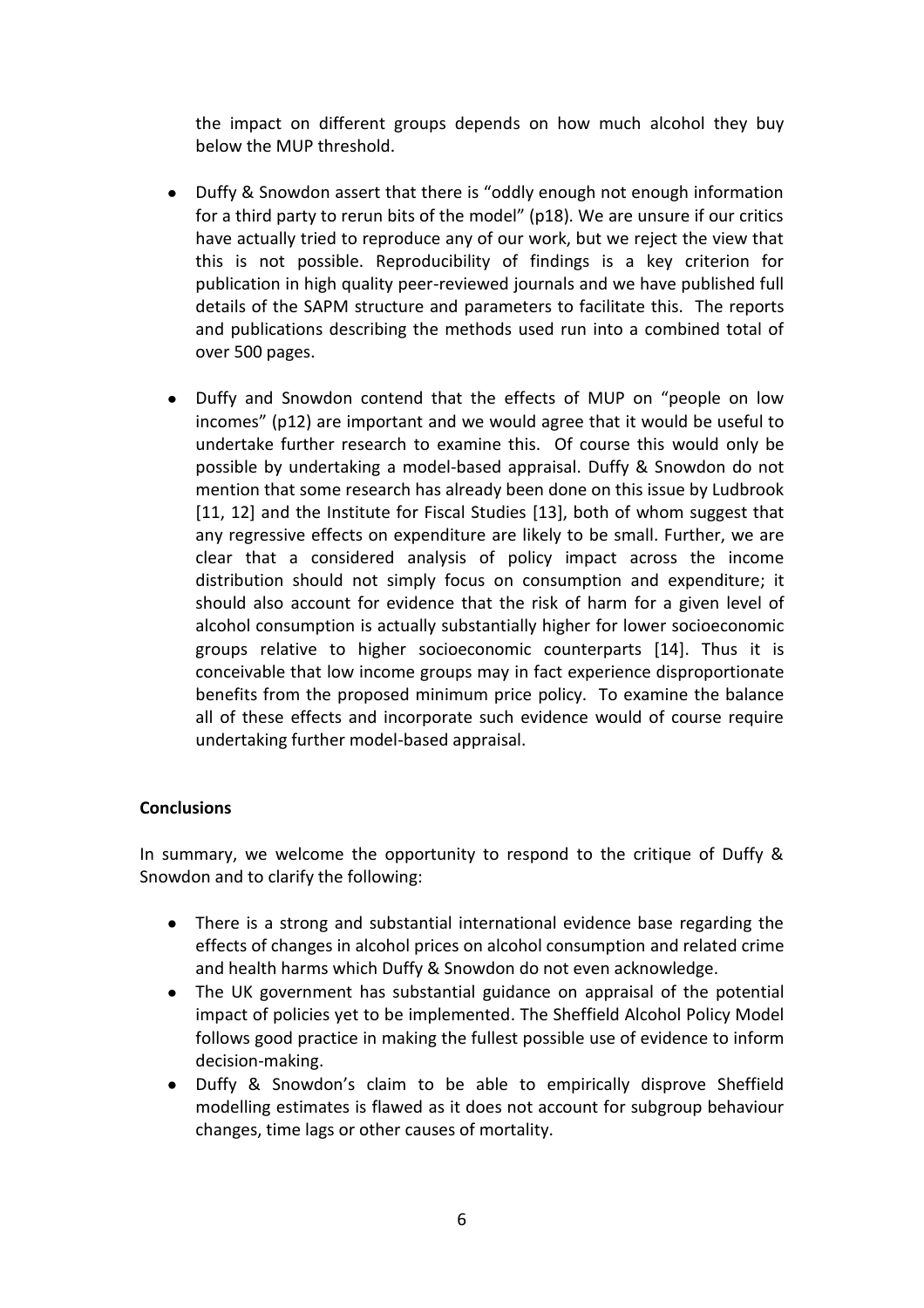the impact on different groups depends on how much alcohol they buy below the MUP threshold.

- Duffy & Snowdon assert that there is "oddly enough not enough information for a third party to rerun bits of the model" (p18). We are unsure if our critics have actually tried to reproduce any of our work, but we reject the view that this is not possible. Reproducibility of findings is a key criterion for publication in high quality peer-reviewed journals and we have published full details of the SAPM structure and parameters to facilitate this. The reports and publications describing the methods used run into a combined total of over 500 pages.

- Duffy and Snowdon contend that the effects of MUP on "people on low incomes" (p12) are important and we would agree that it would be useful to undertake further research to examine this. Of course this would only be possible by undertaking a model-based appraisal. Duffy & Snowdon do not mention that some research has already been done on this issue by Ludbrook [11, 12] and the Institute for Fiscal Studies [13], both of whom suggest that any regressive effects on expenditure are likely to be small. Further, we are clear that a considered analysis of policy impact across the income distribution should not simply focus on consumption and expenditure; it should also account for evidence that the risk of harm for a given level of alcohol consumption is actually substantially higher for lower socioeconomic groups relative to higher socioeconomic counterparts [14]. Thus it is conceivable that low income groups may in fact experience disproportionate benefits from the proposed minimum price policy. To examine the balance all of these effects and incorporate such evidence would of course require undertaking further model-based appraisal.

**Conclusions**

In summary, we welcome the opportunity to respond to the critique of Duffy & Snowdon and to clarify the following:

- There is a strong and substantial international evidence base regarding the effects of changes in alcohol prices on alcohol consumption and related crime and health harms which Duffy & Snowdon do not even acknowledge.
- The UK government has substantial guidance on appraisal of the potential impact of policies yet to be implemented. The Sheffield Alcohol Policy Model follows good practice in making the fullest possible use of evidence to inform decision-making.
- Duffy & Snowdon's claim to be able to empirically disprove Sheffield modelling estimates is flawed as it does not account for subgroup behaviour changes, time lags or other causes of mortality.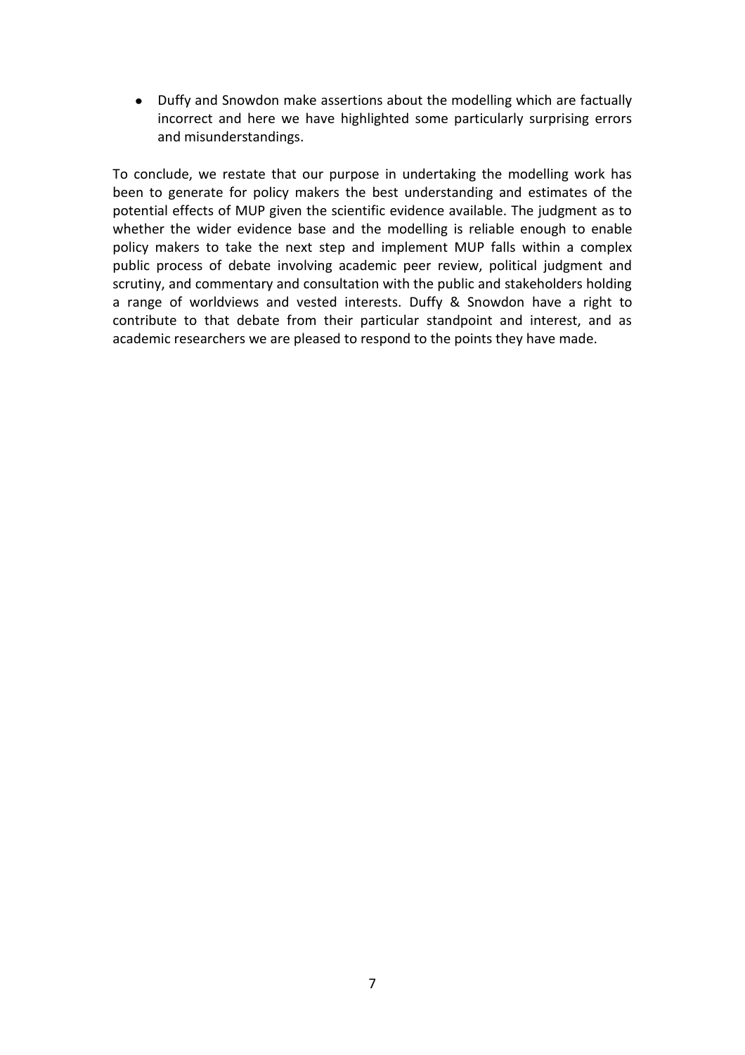- Duffy and Snowdon make assertions about the modelling which are factually incorrect and here we have highlighted some particularly surprising errors and misunderstandings.

To conclude, we restate that our purpose in undertaking the modelling work has been to generate for policy makers the best understanding and estimates of the potential effects of MUP given the scientific evidence available. The judgment as to whether the wider evidence base and the modelling is reliable enough to enable policy makers to take the next step and implement MUP falls within a complex public process of debate involving academic peer review, political judgment and scrutiny, and commentary and consultation with the public and stakeholders holding a range of worldviews and vested interests. Duffy & Snowdon have a right to contribute to that debate from their particular standpoint and interest, and as academic researchers we are pleased to respond to the points they have made.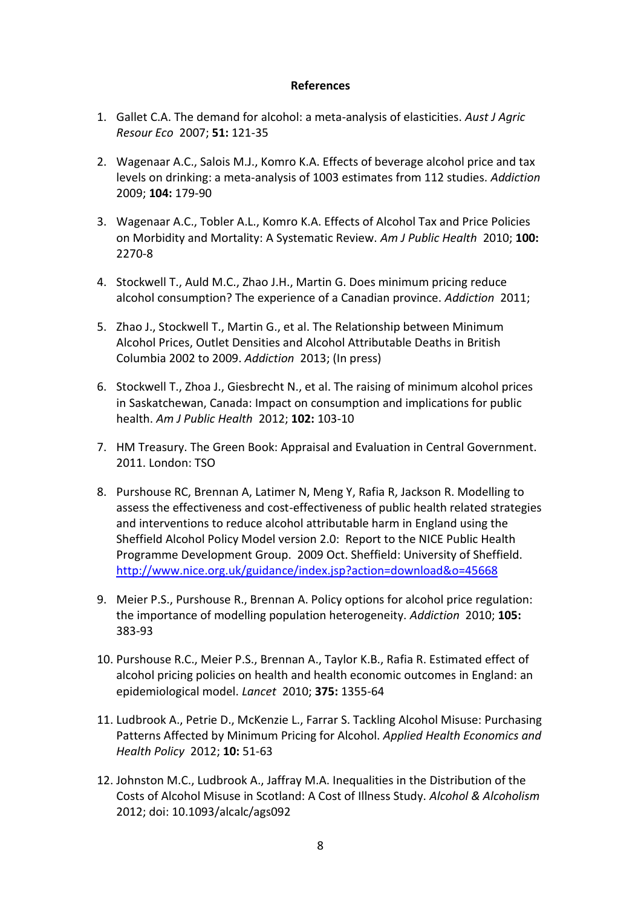**References**

1. Gallet C.A. The demand for alcohol: a meta-analysis of elasticities. *Aust J Agric Resour Eco* 2007; **51:** 121-35

2. Wagenaar A.C., Salois M.J., Komro K.A. Effects of beverage alcohol price and tax levels on drinking: a meta-analysis of 1003 estimates from 112 studies. *Addiction* 2009; **104:** 179-90

3. Wagenaar A.C., Tobler A.L., Komro K.A. Effects of Alcohol Tax and Price Policies on Morbidity and Mortality: A Systematic Review. *Am J Public Health* 2010; **100:** 2270-8

4. Stockwell T., Auld M.C., Zhao J.H., Martin G. Does minimum pricing reduce alcohol consumption? The experience of a Canadian province. *Addiction* 2011;

5. Zhao J., Stockwell T., Martin G., et al. The Relationship between Minimum Alcohol Prices, Outlet Densities and Alcohol Attributable Deaths in British Columbia 2002 to 2009. *Addiction* 2013; (In press)

6. Stockwell T., Zhoa J., Giesbrecht N., et al. The raising of minimum alcohol prices in Saskatchewan, Canada: Impact on consumption and implications for public health. *Am J Public Health* 2012; **102:** 103-10

7. HM Treasury. The Green Book: Appraisal and Evaluation in Central Government. 2011. London: TSO

8. Purshouse RC, Brennan A, Latimer N, Meng Y, Rafia R, Jackson R. Modelling to assess the effectiveness and cost-effectiveness of public health related strategies and interventions to reduce alcohol attributable harm in England using the Sheffield Alcohol Policy Model version 2.0: Report to the NICE Public Health Programme Development Group. 2009 Oct. Sheffield: University of Sheffield. http://www.nice.org.uk/guidance/index.jsp?action=download&o=45668

9. Meier P.S., Purshouse R., Brennan A. Policy options for alcohol price regulation: the importance of modelling population heterogeneity. *Addiction* 2010; **105:** 383-93

10. Purshouse R.C., Meier P.S., Brennan A., Taylor K.B., Rafia R. Estimated effect of alcohol pricing policies on health and health economic outcomes in England: an epidemiological model. *Lancet* 2010; **375:** 1355-64

11. Ludbrook A., Petrie D., McKenzie L., Farrar S. Tackling Alcohol Misuse: Purchasing Patterns Affected by Minimum Pricing for Alcohol. *Applied Health Economics and Health Policy* 2012; **10:** 51-63

12. Johnston M.C., Ludbrook A., Jaffray M.A. Inequalities in the Distribution of the Costs of Alcohol Misuse in Scotland: A Cost of Illness Study. *Alcohol & Alcoholism* 2012; doi: 10.1093/alcalc/ags092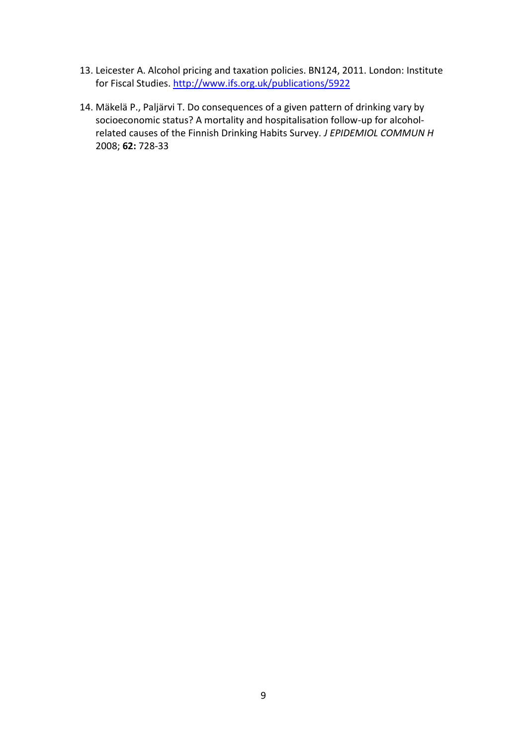13. Leicester A. Alcohol pricing and taxation policies. BN124, 2011. London: Institute for Fiscal Studies. http://www.ifs.org.uk/publications/5922

14. Mäkelä P., Paljärvi T. Do consequences of a given pattern of drinking vary by socioeconomic status? A mortality and hospitalisation follow-up for alcohol-related causes of the Finnish Drinking Habits Survey. *J EPIDEMIOL COMMUN H* 2008; **62:** 728-33